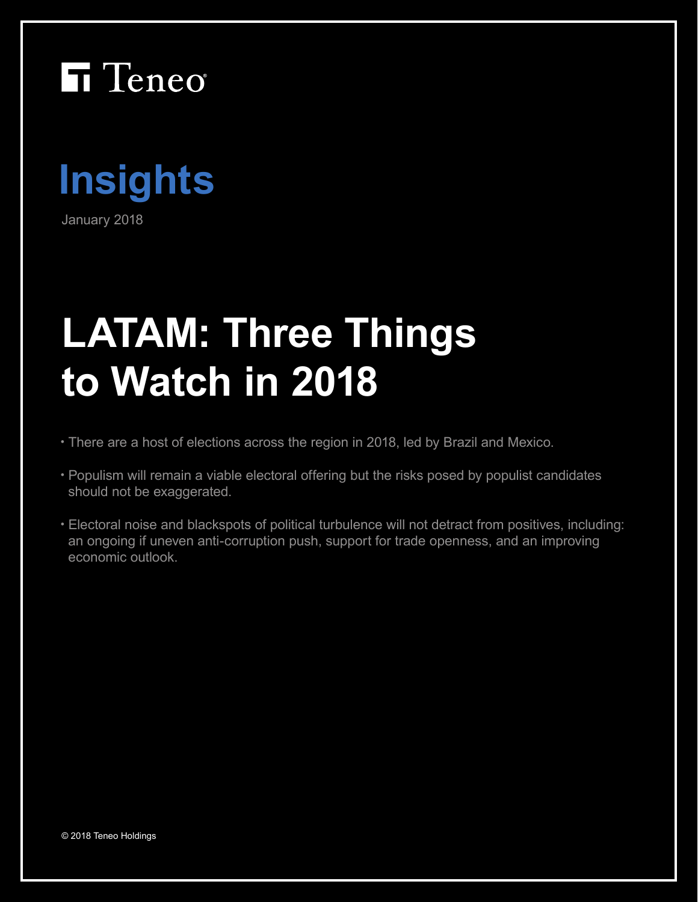Teneo

# Insights

January 2018

# LATAM: Three Things to Watch in 2018

- There are a host of elections across the region in 2018, led by Brazil and Mexico.
- Populism will remain a viable electoral offering but the risks posed by populist candidates should not be exaggerated.
- Electoral noise and blackspots of political turbulence will not detract from positives, including: an ongoing if uneven anti-corruption push, support for trade openness, and an improving economic outlook.

© 2018 Teneo Holdings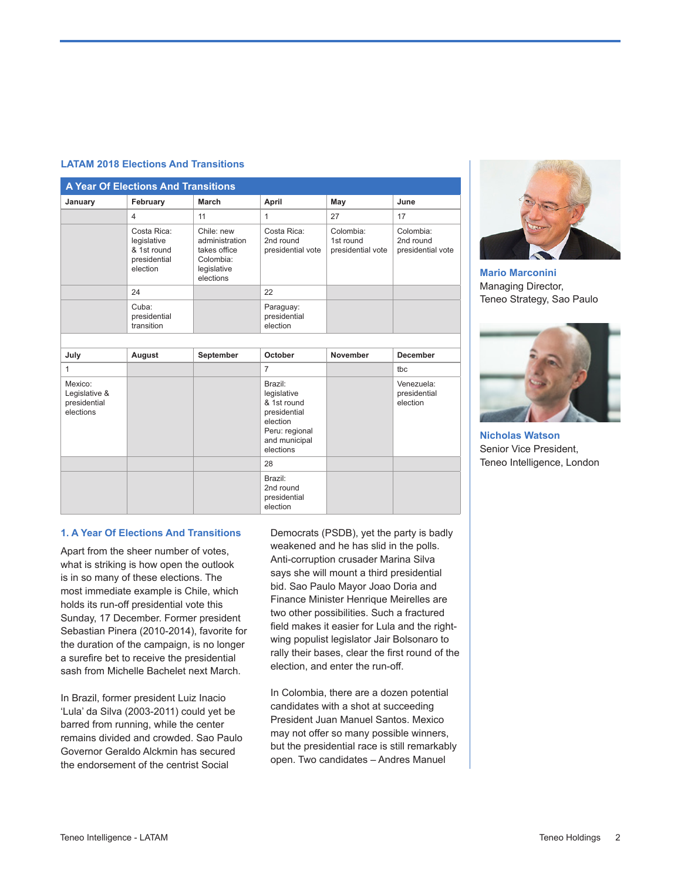### LATAM 2018 Elections And Transitions

**A Year Of Elections And Transitions**

| January | February | March | April | May | June |
|---|---|---|---|---|---|
| | 4 | 11 | 1 | 27 | 17 |
| | Costa Rica: legislative & 1st round presidential election | Chile: new administration takes office Colombia: legislative elections | Costa Rica: 2nd round presidential vote | Colombia: 1st round presidential vote | Colombia: 2nd round presidential vote |
| | 24 | | 22 | | |
| | Cuba: presidential transition | | Paraguay: presidential election | | |
| **July** | **August** | **September** | **October** | **November** | **December** |
| 1 | | | 7 | | tbc |
| Mexico: Legislative & presidential elections | | | Brazil: legislative & 1st round presidential election Peru: regional and municipal elections | | Venezuela: presidential election |
| | | | 28 | | |
| | | | Brazil: 2nd round presidential election | | |

### 1. A Year Of Elections And Transitions

Apart from the sheer number of votes, what is striking is how open the outlook is in so many of these elections. The most immediate example is Chile, which holds its run-off presidential vote this Sunday, 17 December. Former president Sebastian Pinera (2010-2014), favorite for the duration of the campaign, is no longer a surefire bet to receive the presidential sash from Michelle Bachelet next March.

In Brazil, former president Luiz Inacio 'Lula' da Silva (2003-2011) could yet be barred from running, while the center remains divided and crowded. Sao Paulo Governor Geraldo Alckmin has secured the endorsement of the centrist Social Democrats (PSDB), yet the party is badly weakened and he has slid in the polls. Anti-corruption crusader Marina Silva says she will mount a third presidential bid. Sao Paulo Mayor Joao Doria and Finance Minister Henrique Meirelles are two other possibilities. Such a fractured field makes it easier for Lula and the right-wing populist legislator Jair Bolsonaro to rally their bases, clear the first round of the election, and enter the run-off.

In Colombia, there are a dozen potential candidates with a shot at succeeding President Juan Manuel Santos. Mexico may not offer so many possible winners, but the presidential race is still remarkably open. Two candidates – Andres Manuel

**Mario Marconini**
Managing Director,
Teneo Strategy, Sao Paulo

**Nicholas Watson**
Senior Vice President,
Teneo Intelligence, London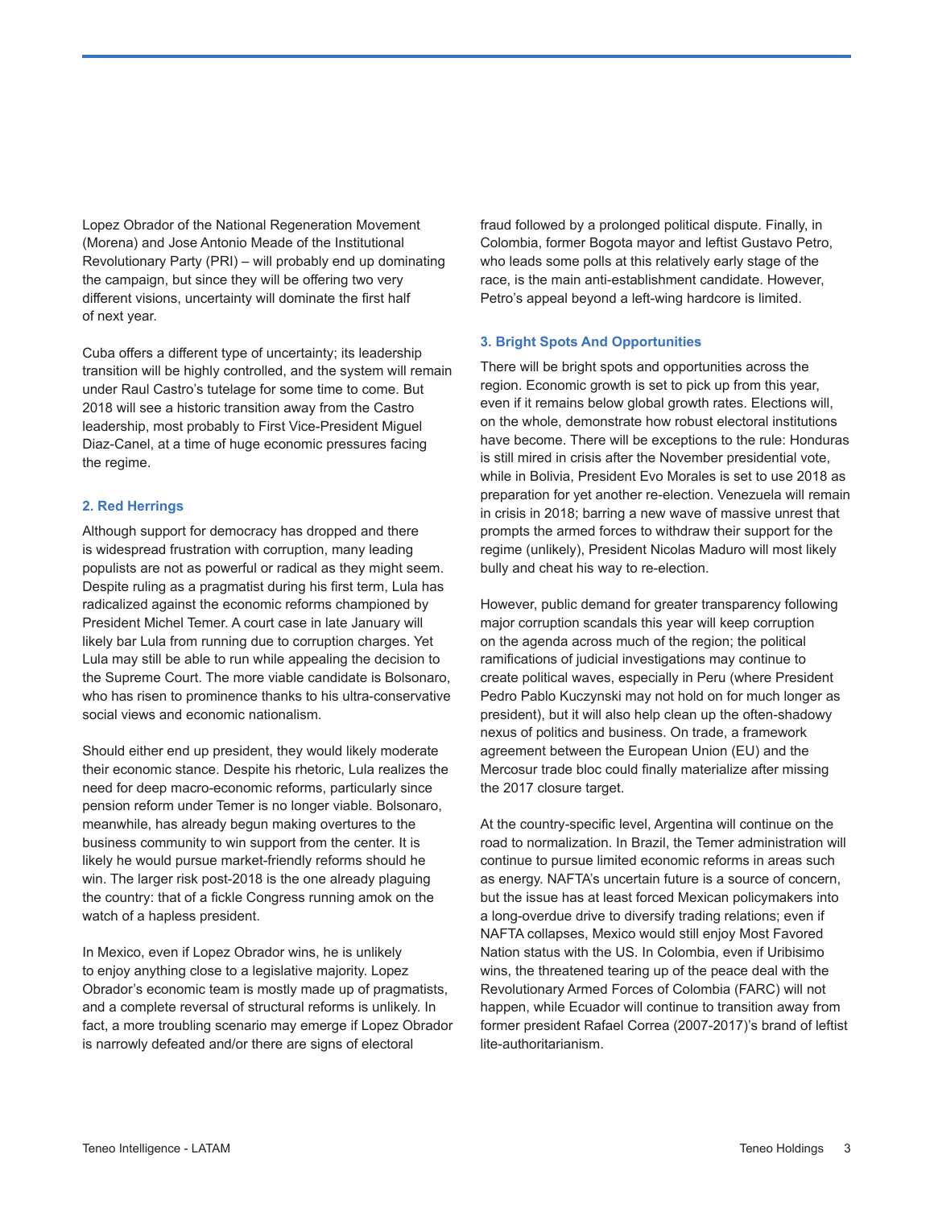Lopez Obrador of the National Regeneration Movement (Morena) and Jose Antonio Meade of the Institutional Revolutionary Party (PRI) – will probably end up dominating the campaign, but since they will be offering two very different visions, uncertainty will dominate the first half of next year.

Cuba offers a different type of uncertainty; its leadership transition will be highly controlled, and the system will remain under Raul Castro's tutelage for some time to come. But 2018 will see a historic transition away from the Castro leadership, most probably to First Vice-President Miguel Diaz-Canel, at a time of huge economic pressures facing the regime.

### 2. Red Herrings

Although support for democracy has dropped and there is widespread frustration with corruption, many leading populists are not as powerful or radical as they might seem. Despite ruling as a pragmatist during his first term, Lula has radicalized against the economic reforms championed by President Michel Temer. A court case in late January will likely bar Lula from running due to corruption charges. Yet Lula may still be able to run while appealing the decision to the Supreme Court. The more viable candidate is Bolsonaro, who has risen to prominence thanks to his ultra-conservative social views and economic nationalism.

Should either end up president, they would likely moderate their economic stance. Despite his rhetoric, Lula realizes the need for deep macro-economic reforms, particularly since pension reform under Temer is no longer viable. Bolsonaro, meanwhile, has already begun making overtures to the business community to win support from the center. It is likely he would pursue market-friendly reforms should he win. The larger risk post-2018 is the one already plaguing the country: that of a fickle Congress running amok on the watch of a hapless president.

In Mexico, even if Lopez Obrador wins, he is unlikely to enjoy anything close to a legislative majority. Lopez Obrador's economic team is mostly made up of pragmatists, and a complete reversal of structural reforms is unlikely. In fact, a more troubling scenario may emerge if Lopez Obrador is narrowly defeated and/or there are signs of electoral fraud followed by a prolonged political dispute. Finally, in Colombia, former Bogota mayor and leftist Gustavo Petro, who leads some polls at this relatively early stage of the race, is the main anti-establishment candidate. However, Petro's appeal beyond a left-wing hardcore is limited.

### 3. Bright Spots And Opportunities

There will be bright spots and opportunities across the region. Economic growth is set to pick up from this year, even if it remains below global growth rates. Elections will, on the whole, demonstrate how robust electoral institutions have become. There will be exceptions to the rule: Honduras is still mired in crisis after the November presidential vote, while in Bolivia, President Evo Morales is set to use 2018 as preparation for yet another re-election. Venezuela will remain in crisis in 2018; barring a new wave of massive unrest that prompts the armed forces to withdraw their support for the regime (unlikely), President Nicolas Maduro will most likely bully and cheat his way to re-election.

However, public demand for greater transparency following major corruption scandals this year will keep corruption on the agenda across much of the region; the political ramifications of judicial investigations may continue to create political waves, especially in Peru (where President Pedro Pablo Kuczynski may not hold on for much longer as president), but it will also help clean up the often-shadowy nexus of politics and business. On trade, a framework agreement between the European Union (EU) and the Mercosur trade bloc could finally materialize after missing the 2017 closure target.

At the country-specific level, Argentina will continue on the road to normalization. In Brazil, the Temer administration will continue to pursue limited economic reforms in areas such as energy. NAFTA's uncertain future is a source of concern, but the issue has at least forced Mexican policymakers into a long-overdue drive to diversify trading relations; even if NAFTA collapses, Mexico would still enjoy Most Favored Nation status with the US. In Colombia, even if Uribisimo wins, the threatened tearing up of the peace deal with the Revolutionary Armed Forces of Colombia (FARC) will not happen, while Ecuador will continue to transition away from former president Rafael Correa (2007-2017)'s brand of leftist lite-authoritarianism.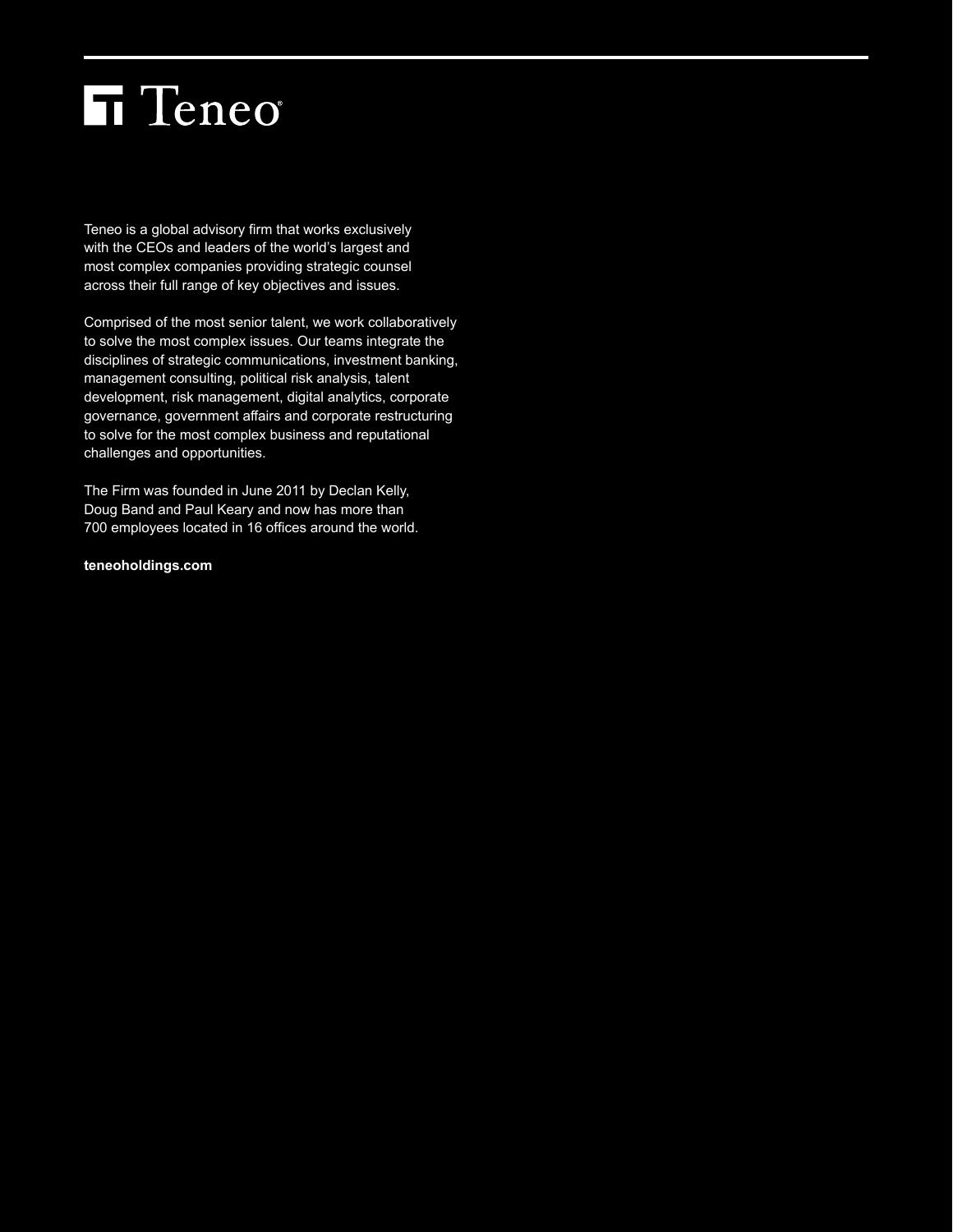# Teneo®

Teneo is a global advisory firm that works exclusively with the CEOs and leaders of the world's largest and most complex companies providing strategic counsel across their full range of key objectives and issues.

Comprised of the most senior talent, we work collaboratively to solve the most complex issues. Our teams integrate the disciplines of strategic communications, investment banking, management consulting, political risk analysis, talent development, risk management, digital analytics, corporate governance, government affairs and corporate restructuring to solve for the most complex business and reputational challenges and opportunities.

The Firm was founded in June 2011 by Declan Kelly, Doug Band and Paul Keary and now has more than 700 employees located in 16 offices around the world.

**teneoholdings.com**